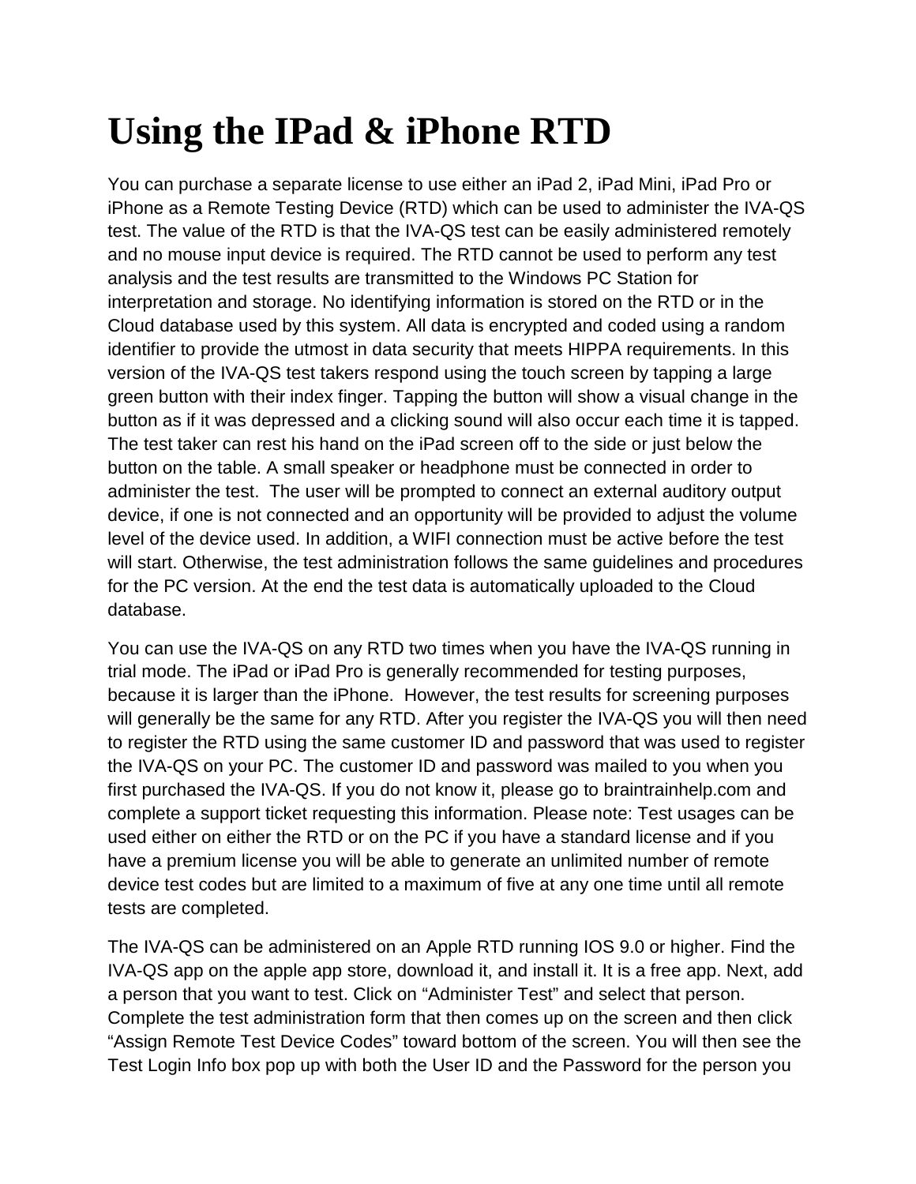# Using the IPad & iPhone RTD

You can purchase a separate license to use either an iPad 2, iPad Mini, iPad Pro or iPhone as a Remote Testing Device (RTD) which can be used to administer the IVA-QS test. The value of the RTD is that the IVA-QS test can be easily administered remotely and no mouse input device is required. The RTD cannot be used to perform any test analysis and the test results are transmitted to the Windows PC Station for interpretation and storage. No identifying information is stored on the RTD or in the Cloud database used by this system. All data is encrypted and coded using a random identifier to provide the utmost in data security that meets HIPPA requirements. In this version of the IVA-QS test takers respond using the touch screen by tapping a large green button with their index finger. Tapping the button will show a visual change in the button as if it was depressed and a clicking sound will also occur each time it is tapped. The test taker can rest his hand on the iPad screen off to the side or just below the button on the table. A small speaker or headphone must be connected in order to administer the test. The user will be prompted to connect an external auditory output device, if one is not connected and an opportunity will be provided to adjust the volume level of the device used. In addition, a WIFI connection must be active before the test will start. Otherwise, the test administration follows the same guidelines and procedures for the PC version. At the end the test data is automatically uploaded to the Cloud database.

You can use the IVA-QS on any RTD two times when you have the IVA-QS running in trial mode. The iPad or iPad Pro is generally recommended for testing purposes, because it is larger than the iPhone. However, the test results for screening purposes will generally be the same for any RTD. After you register the IVA-QS you will then need to register the RTD using the same customer ID and password that was used to register the IVA-QS on your PC. The customer ID and password was mailed to you when you first purchased the IVA-QS. If you do not know it, please go to braintrainhelp.com and complete a support ticket requesting this information. Please note: Test usages can be used either on either the RTD or on the PC if you have a standard license and if you have a premium license you will be able to generate an unlimited number of remote device test codes but are limited to a maximum of five at any one time until all remote tests are completed.

The IVA-QS can be administered on an Apple RTD running IOS 9.0 or higher. Find the IVA-QS app on the apple app store, download it, and install it. It is a free app. Next, add a person that you want to test. Click on "Administer Test" and select that person. Complete the test administration form that then comes up on the screen and then click "Assign Remote Test Device Codes" toward bottom of the screen. You will then see the Test Login Info box pop up with both the User ID and the Password for the person you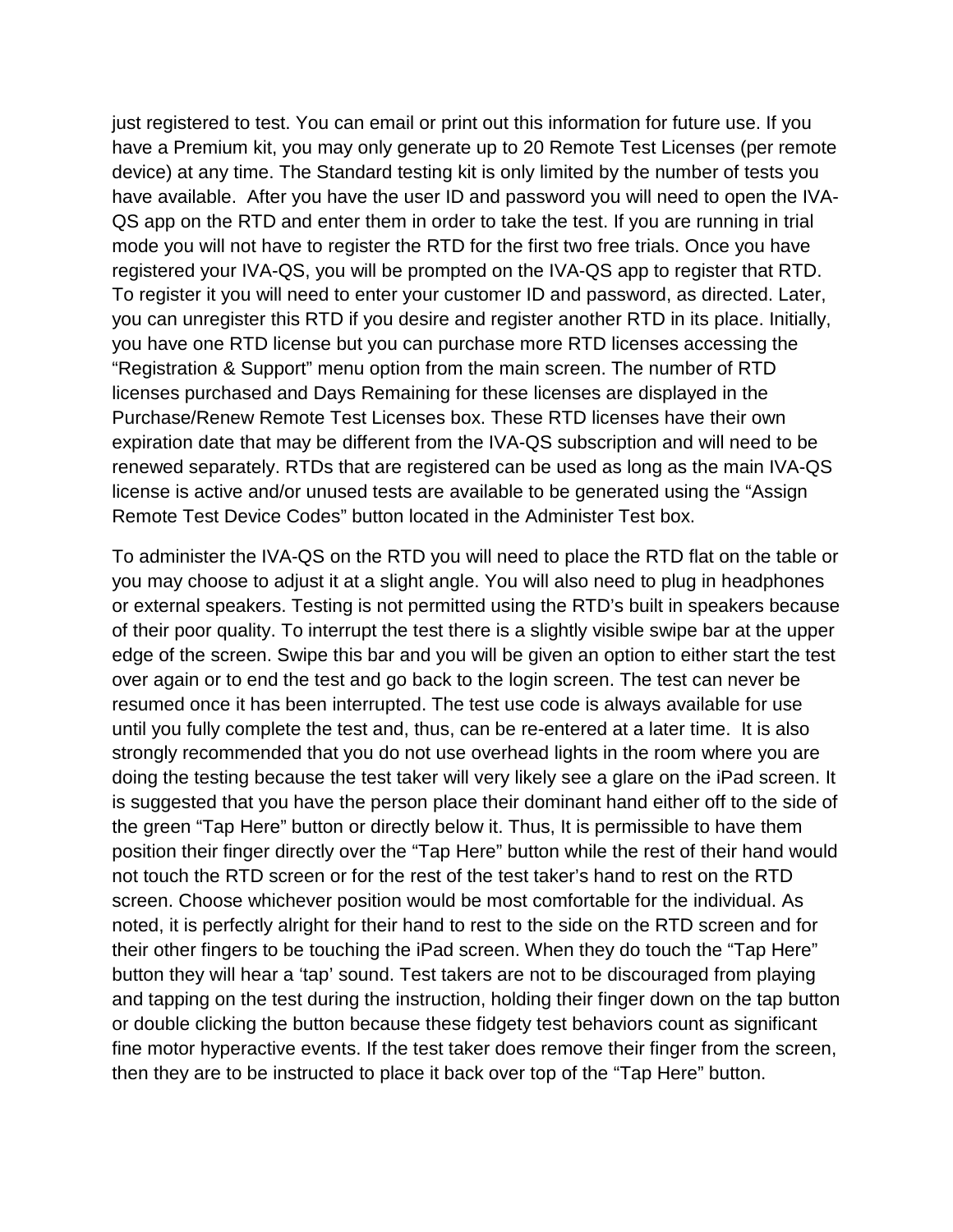just registered to test. You can email or print out this information for future use. If you have a Premium kit, you may only generate up to 20 Remote Test Licenses (per remote device) at any time. The Standard testing kit is only limited by the number of tests you have available.  After you have the user ID and password you will need to open the IVA-QS app on the RTD and enter them in order to take the test. If you are running in trial mode you will not have to register the RTD for the first two free trials. Once you have registered your IVA-QS, you will be prompted on the IVA-QS app to register that RTD. To register it you will need to enter your customer ID and password, as directed. Later, you can unregister this RTD if you desire and register another RTD in its place. Initially, you have one RTD license but you can purchase more RTD licenses accessing the "Registration & Support" menu option from the main screen. The number of RTD licenses purchased and Days Remaining for these licenses are displayed in the Purchase/Renew Remote Test Licenses box. These RTD licenses have their own expiration date that may be different from the IVA-QS subscription and will need to be renewed separately. RTDs that are registered can be used as long as the main IVA-QS license is active and/or unused tests are available to be generated using the "Assign Remote Test Device Codes" button located in the Administer Test box.

To administer the IVA-QS on the RTD you will need to place the RTD flat on the table or you may choose to adjust it at a slight angle. You will also need to plug in headphones or external speakers. Testing is not permitted using the RTD's built in speakers because of their poor quality. To interrupt the test there is a slightly visible swipe bar at the upper edge of the screen. Swipe this bar and you will be given an option to either start the test over again or to end the test and go back to the login screen. The test can never be resumed once it has been interrupted. The test use code is always available for use until you fully complete the test and, thus, can be re-entered at a later time.  It is also strongly recommended that you do not use overhead lights in the room where you are doing the testing because the test taker will very likely see a glare on the iPad screen. It is suggested that you have the person place their dominant hand either off to the side of the green "Tap Here" button or directly below it. Thus, It is permissible to have them position their finger directly over the "Tap Here" button while the rest of their hand would not touch the RTD screen or for the rest of the test taker's hand to rest on the RTD screen. Choose whichever position would be most comfortable for the individual. As noted, it is perfectly alright for their hand to rest to the side on the RTD screen and for their other fingers to be touching the iPad screen. When they do touch the "Tap Here" button they will hear a 'tap' sound. Test takers are not to be discouraged from playing and tapping on the test during the instruction, holding their finger down on the tap button or double clicking the button because these fidgety test behaviors count as significant fine motor hyperactive events. If the test taker does remove their finger from the screen, then they are to be instructed to place it back over top of the "Tap Here" button.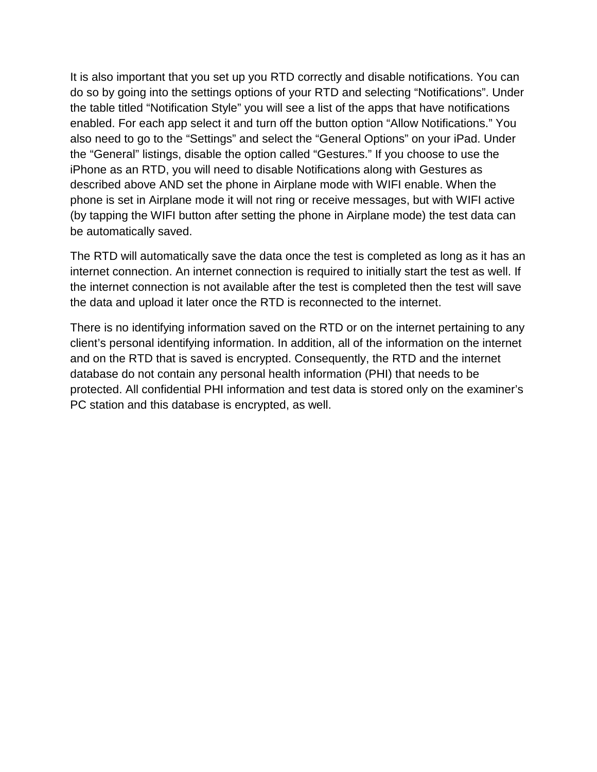It is also important that you set up you RTD correctly and disable notifications. You can do so by going into the settings options of your RTD and selecting “Notifications”. Under the table titled “Notification Style” you will see a list of the apps that have notifications enabled. For each app select it and turn off the button option “Allow Notifications.” You also need to go to the “Settings” and select the “General Options” on your iPad. Under the “General” listings, disable the option called “Gestures.” If you choose to use the iPhone as an RTD, you will need to disable Notifications along with Gestures as described above AND set the phone in Airplane mode with WIFI enable. When the phone is set in Airplane mode it will not ring or receive messages, but with WIFI active (by tapping the WIFI button after setting the phone in Airplane mode) the test data can be automatically saved.

The RTD will automatically save the data once the test is completed as long as it has an internet connection. An internet connection is required to initially start the test as well. If the internet connection is not available after the test is completed then the test will save the data and upload it later once the RTD is reconnected to the internet.

There is no identifying information saved on the RTD or on the internet pertaining to any client’s personal identifying information. In addition, all of the information on the internet and on the RTD that is saved is encrypted. Consequently, the RTD and the internet database do not contain any personal health information (PHI) that needs to be protected. All confidential PHI information and test data is stored only on the examiner’s PC station and this database is encrypted, as well.